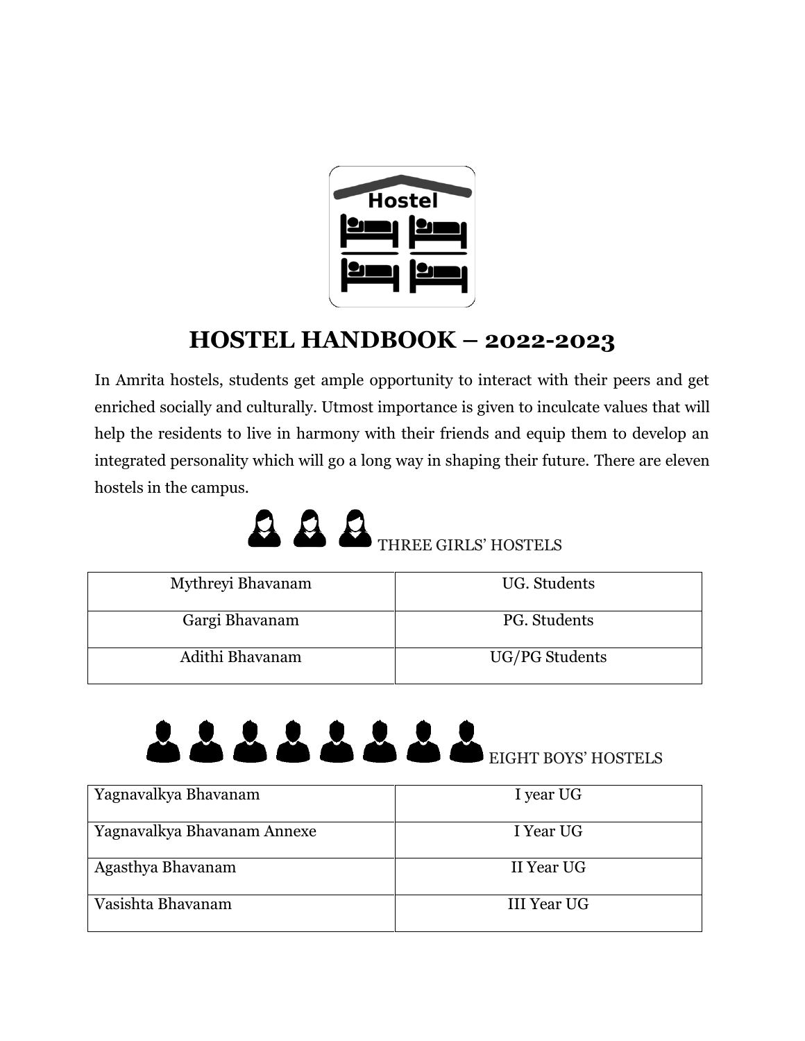# HOSTEL HANDBOOK – 2022-2023

In Amrita hostels, students get ample opportunity to interact with their peers and get enriched socially and culturally. Utmost importance is given to inculcate values that will help the residents to live in harmony with their friends and equip them to develop an integrated personality which will go a long way in shaping their future. There are eleven hostels in the campus.

THREE GIRLS' HOSTELS

| Mythreyi Bhavanam | UG. Students |
|---|---|
| Gargi Bhavanam | PG. Students |
| Adithi Bhavanam | UG/PG Students |

EIGHT BOYS' HOSTELS

| Yagnavalkya Bhavanam | I year UG |
|---|---|
| Yagnavalkya Bhavanam Annexe | I Year UG |
| Agasthya Bhavanam | II Year UG |
| Vasishta Bhavanam | III Year UG |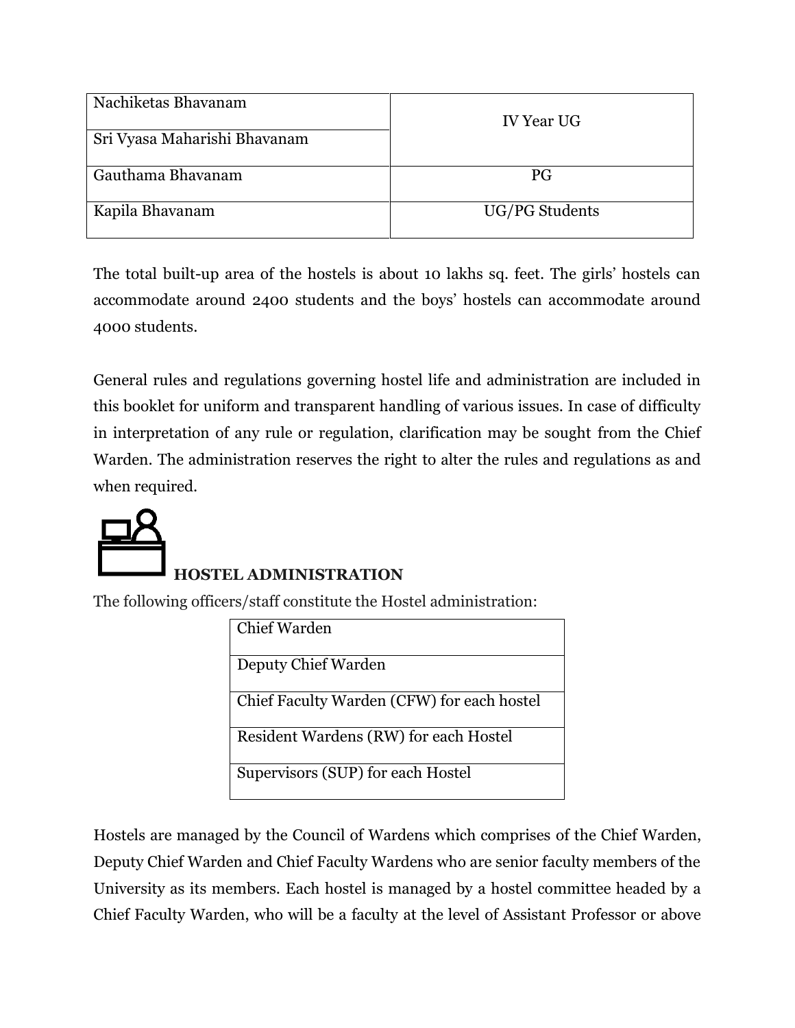| | |
|---|---|
| Nachiketas Bhavanam | IV Year UG |
| Sri Vyasa Maharishi Bhavanam | |
| Gauthama Bhavanam | PG |
| Kapila Bhavanam | UG/PG Students |

The total built-up area of the hostels is about 10 lakhs sq. feet. The girls' hostels can accommodate around 2400 students and the boys' hostels can accommodate around 4000 students.

General rules and regulations governing hostel life and administration are included in this booklet for uniform and transparent handling of various issues. In case of difficulty in interpretation of any rule or regulation, clarification may be sought from the Chief Warden. The administration reserves the right to alter the rules and regulations as and when required.

## HOSTEL ADMINISTRATION

The following officers/staff constitute the Hostel administration:

| |
|---|
| Chief Warden |
| Deputy Chief Warden |
| Chief Faculty Warden (CFW) for each hostel |
| Resident Wardens (RW) for each Hostel |
| Supervisors (SUP) for each Hostel |

Hostels are managed by the Council of Wardens which comprises of the Chief Warden, Deputy Chief Warden and Chief Faculty Wardens who are senior faculty members of the University as its members. Each hostel is managed by a hostel committee headed by a Chief Faculty Warden, who will be a faculty at the level of Assistant Professor or above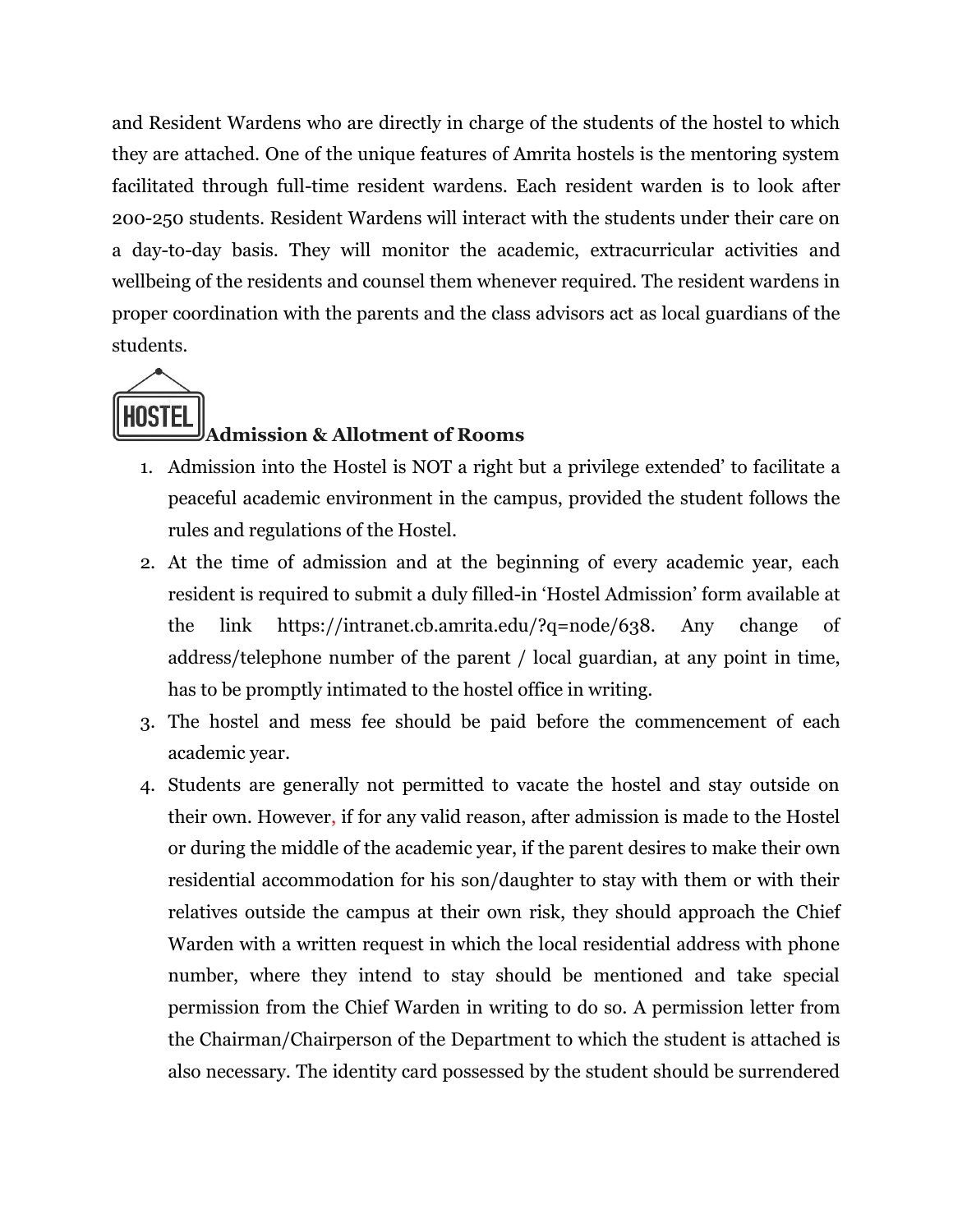and Resident Wardens who are directly in charge of the students of the hostel to which they are attached. One of the unique features of Amrita hostels is the mentoring system facilitated through full-time resident wardens. Each resident warden is to look after 200-250 students. Resident Wardens will interact with the students under their care on a day-to-day basis. They will monitor the academic, extracurricular activities and wellbeing of the residents and counsel them whenever required. The resident wardens in proper coordination with the parents and the class advisors act as local guardians of the students.

## Admission & Allotment of Rooms

1. Admission into the Hostel is NOT a right but a privilege extended' to facilitate a peaceful academic environment in the campus, provided the student follows the rules and regulations of the Hostel.
2. At the time of admission and at the beginning of every academic year, each resident is required to submit a duly filled-in 'Hostel Admission' form available at the link https://intranet.cb.amrita.edu/?q=node/638. Any change of address/telephone number of the parent / local guardian, at any point in time, has to be promptly intimated to the hostel office in writing.
3. The hostel and mess fee should be paid before the commencement of each academic year.
4. Students are generally not permitted to vacate the hostel and stay outside on their own. However, if for any valid reason, after admission is made to the Hostel or during the middle of the academic year, if the parent desires to make their own residential accommodation for his son/daughter to stay with them or with their relatives outside the campus at their own risk, they should approach the Chief Warden with a written request in which the local residential address with phone number, where they intend to stay should be mentioned and take special permission from the Chief Warden in writing to do so. A permission letter from the Chairman/Chairperson of the Department to which the student is attached is also necessary. The identity card possessed by the student should be surrendered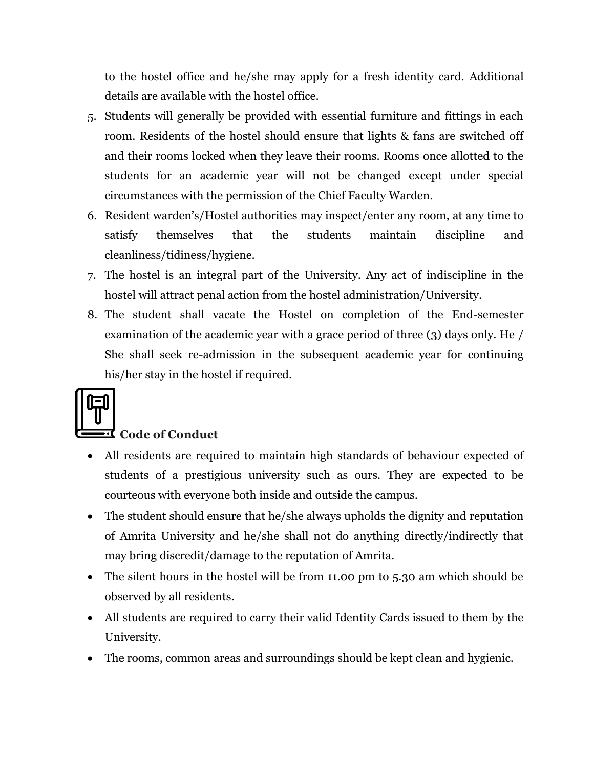to the hostel office and he/she may apply for a fresh identity card. Additional details are available with the hostel office.

5. Students will generally be provided with essential furniture and fittings in each room. Residents of the hostel should ensure that lights & fans are switched off and their rooms locked when they leave their rooms. Rooms once allotted to the students for an academic year will not be changed except under special circumstances with the permission of the Chief Faculty Warden.
6. Resident warden's/Hostel authorities may inspect/enter any room, at any time to satisfy themselves that the students maintain discipline and cleanliness/tidiness/hygiene.
7. The hostel is an integral part of the University. Any act of indiscipline in the hostel will attract penal action from the hostel administration/University.
8. The student shall vacate the Hostel on completion of the End-semester examination of the academic year with a grace period of three (3) days only. He / She shall seek re-admission in the subsequent academic year for continuing his/her stay in the hostel if required.

## Code of Conduct

- All residents are required to maintain high standards of behaviour expected of students of a prestigious university such as ours. They are expected to be courteous with everyone both inside and outside the campus.
- The student should ensure that he/she always upholds the dignity and reputation of Amrita University and he/she shall not do anything directly/indirectly that may bring discredit/damage to the reputation of Amrita.
- The silent hours in the hostel will be from 11.00 pm to 5.30 am which should be observed by all residents.
- All students are required to carry their valid Identity Cards issued to them by the University.
- The rooms, common areas and surroundings should be kept clean and hygienic.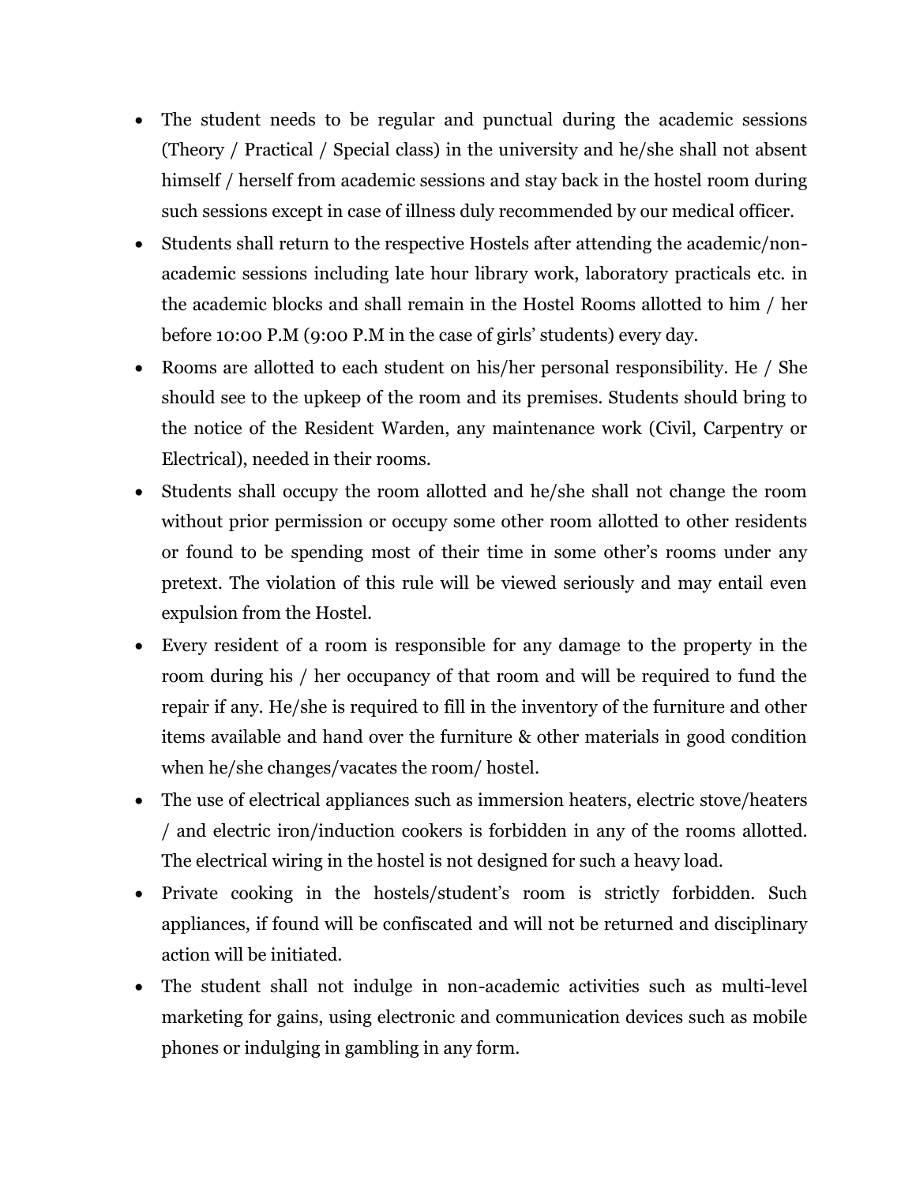- The student needs to be regular and punctual during the academic sessions (Theory / Practical / Special class) in the university and he/she shall not absent himself / herself from academic sessions and stay back in the hostel room during such sessions except in case of illness duly recommended by our medical officer.
- Students shall return to the respective Hostels after attending the academic/non-academic sessions including late hour library work, laboratory practicals etc. in the academic blocks and shall remain in the Hostel Rooms allotted to him / her before 10:00 P.M (9:00 P.M in the case of girls' students) every day.
- Rooms are allotted to each student on his/her personal responsibility. He / She should see to the upkeep of the room and its premises. Students should bring to the notice of the Resident Warden, any maintenance work (Civil, Carpentry or Electrical), needed in their rooms.
- Students shall occupy the room allotted and he/she shall not change the room without prior permission or occupy some other room allotted to other residents or found to be spending most of their time in some other's rooms under any pretext. The violation of this rule will be viewed seriously and may entail even expulsion from the Hostel.
- Every resident of a room is responsible for any damage to the property in the room during his / her occupancy of that room and will be required to fund the repair if any. He/she is required to fill in the inventory of the furniture and other items available and hand over the furniture & other materials in good condition when he/she changes/vacates the room/ hostel.
- The use of electrical appliances such as immersion heaters, electric stove/heaters / and electric iron/induction cookers is forbidden in any of the rooms allotted. The electrical wiring in the hostel is not designed for such a heavy load.
- Private cooking in the hostels/student's room is strictly forbidden. Such appliances, if found will be confiscated and will not be returned and disciplinary action will be initiated.
- The student shall not indulge in non-academic activities such as multi-level marketing for gains, using electronic and communication devices such as mobile phones or indulging in gambling in any form.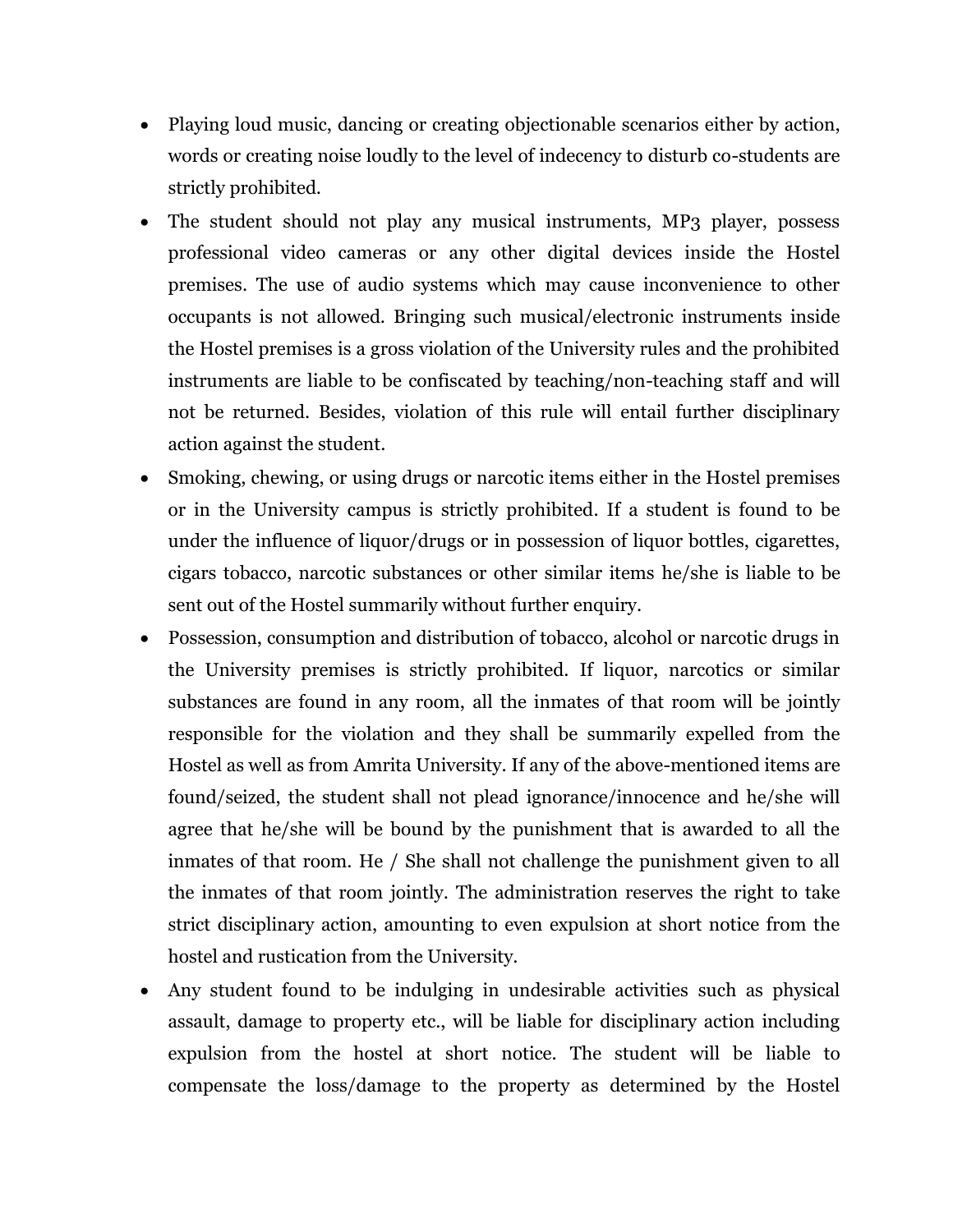- Playing loud music, dancing or creating objectionable scenarios either by action, words or creating noise loudly to the level of indecency to disturb co-students are strictly prohibited.
- The student should not play any musical instruments, MP3 player, possess professional video cameras or any other digital devices inside the Hostel premises. The use of audio systems which may cause inconvenience to other occupants is not allowed. Bringing such musical/electronic instruments inside the Hostel premises is a gross violation of the University rules and the prohibited instruments are liable to be confiscated by teaching/non-teaching staff and will not be returned. Besides, violation of this rule will entail further disciplinary action against the student.
- Smoking, chewing, or using drugs or narcotic items either in the Hostel premises or in the University campus is strictly prohibited. If a student is found to be under the influence of liquor/drugs or in possession of liquor bottles, cigarettes, cigars tobacco, narcotic substances or other similar items he/she is liable to be sent out of the Hostel summarily without further enquiry.
- Possession, consumption and distribution of tobacco, alcohol or narcotic drugs in the University premises is strictly prohibited. If liquor, narcotics or similar substances are found in any room, all the inmates of that room will be jointly responsible for the violation and they shall be summarily expelled from the Hostel as well as from Amrita University. If any of the above-mentioned items are found/seized, the student shall not plead ignorance/innocence and he/she will agree that he/she will be bound by the punishment that is awarded to all the inmates of that room. He / She shall not challenge the punishment given to all the inmates of that room jointly. The administration reserves the right to take strict disciplinary action, amounting to even expulsion at short notice from the hostel and rustication from the University.
- Any student found to be indulging in undesirable activities such as physical assault, damage to property etc., will be liable for disciplinary action including expulsion from the hostel at short notice. The student will be liable to compensate the loss/damage to the property as determined by the Hostel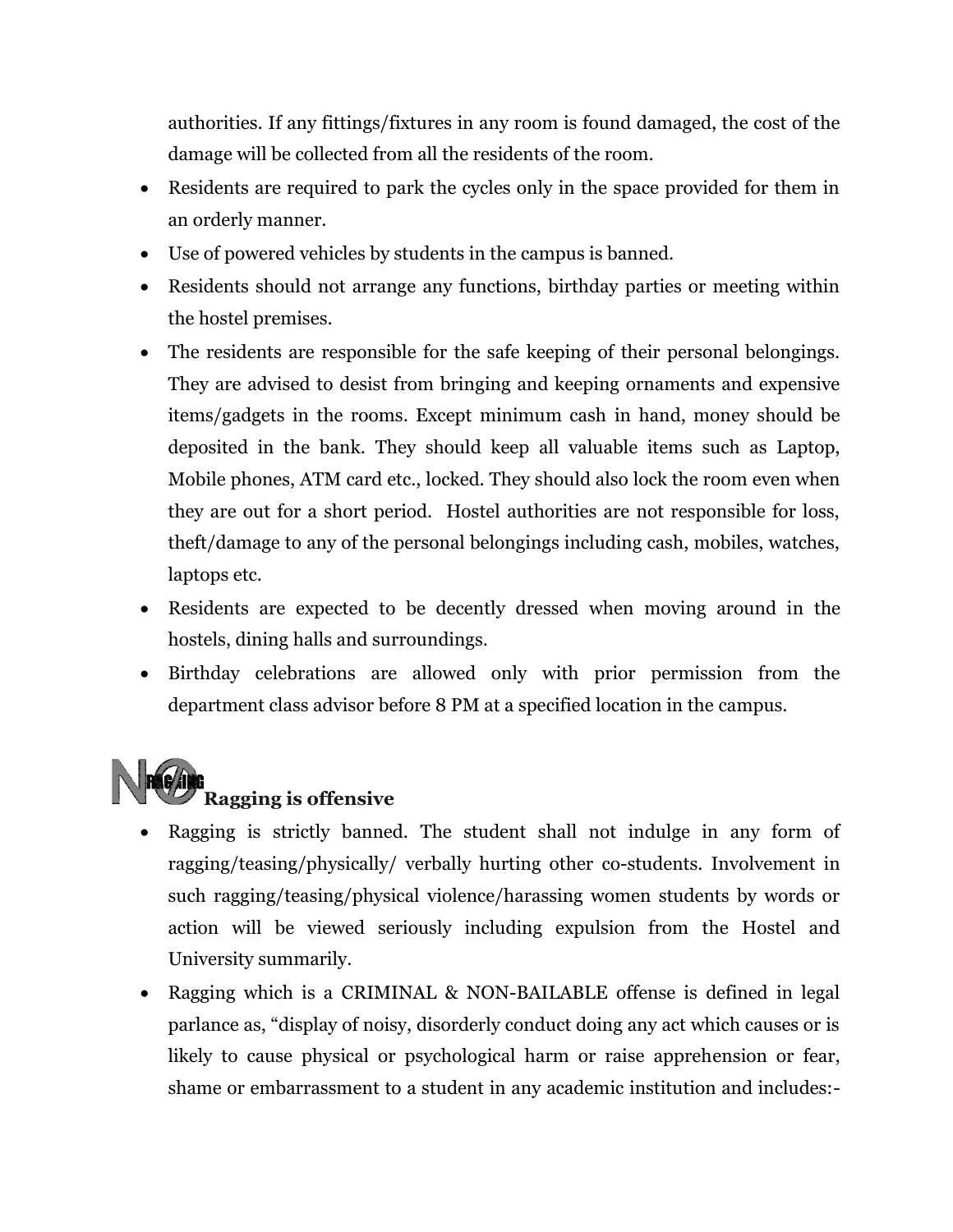authorities. If any fittings/fixtures in any room is found damaged, the cost of the damage will be collected from all the residents of the room.

- Residents are required to park the cycles only in the space provided for them in an orderly manner.
- Use of powered vehicles by students in the campus is banned.
- Residents should not arrange any functions, birthday parties or meeting within the hostel premises.
- The residents are responsible for the safe keeping of their personal belongings. They are advised to desist from bringing and keeping ornaments and expensive items/gadgets in the rooms. Except minimum cash in hand, money should be deposited in the bank. They should keep all valuable items such as Laptop, Mobile phones, ATM card etc., locked. They should also lock the room even when they are out for a short period. Hostel authorities are not responsible for loss, theft/damage to any of the personal belongings including cash, mobiles, watches, laptops etc.
- Residents are expected to be decently dressed when moving around in the hostels, dining halls and surroundings.
- Birthday celebrations are allowed only with prior permission from the department class advisor before 8 PM at a specified location in the campus.

## Ragging is offensive

- Ragging is strictly banned. The student shall not indulge in any form of ragging/teasing/physically/ verbally hurting other co-students. Involvement in such ragging/teasing/physical violence/harassing women students by words or action will be viewed seriously including expulsion from the Hostel and University summarily.
- Ragging which is a CRIMINAL & NON-BAILABLE offense is defined in legal parlance as, "display of noisy, disorderly conduct doing any act which causes or is likely to cause physical or psychological harm or raise apprehension or fear, shame or embarrassment to a student in any academic institution and includes:-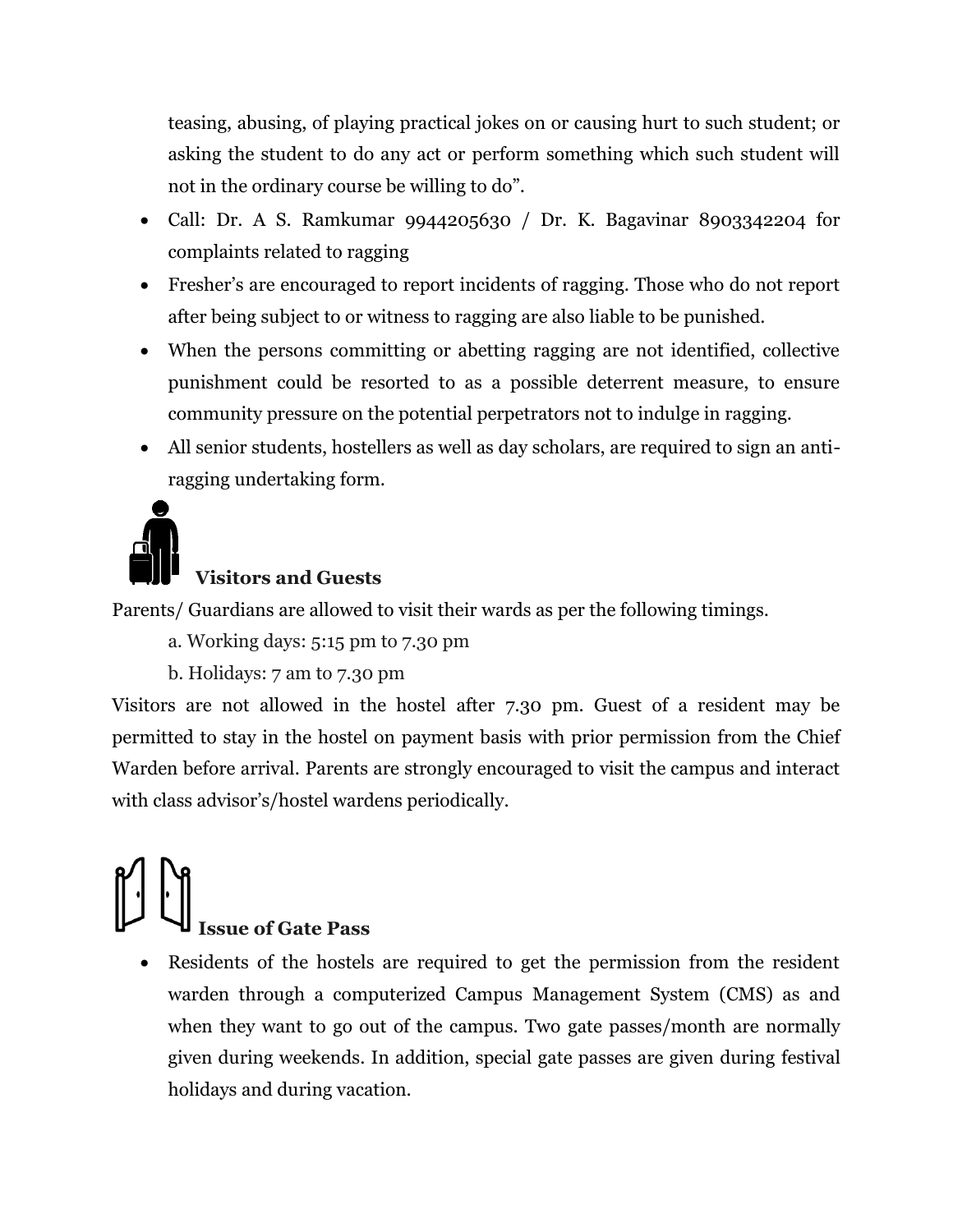teasing, abusing, of playing practical jokes on or causing hurt to such student; or asking the student to do any act or perform something which such student will not in the ordinary course be willing to do".

- Call: Dr. A S. Ramkumar 9944205630 / Dr. K. Bagavinar 8903342204 for complaints related to ragging
- Fresher's are encouraged to report incidents of ragging. Those who do not report after being subject to or witness to ragging are also liable to be punished.
- When the persons committing or abetting ragging are not identified, collective punishment could be resorted to as a possible deterrent measure, to ensure community pressure on the potential perpetrators not to indulge in ragging.
- All senior students, hostellers as well as day scholars, are required to sign an anti-ragging undertaking form.

## Visitors and Guests

Parents/ Guardians are allowed to visit their wards as per the following timings.

a. Working days: 5:15 pm to 7.30 pm

b. Holidays: 7 am to 7.30 pm

Visitors are not allowed in the hostel after 7.30 pm. Guest of a resident may be permitted to stay in the hostel on payment basis with prior permission from the Chief Warden before arrival. Parents are strongly encouraged to visit the campus and interact with class advisor's/hostel wardens periodically.

## Issue of Gate Pass

- Residents of the hostels are required to get the permission from the resident warden through a computerized Campus Management System (CMS) as and when they want to go out of the campus. Two gate passes/month are normally given during weekends. In addition, special gate passes are given during festival holidays and during vacation.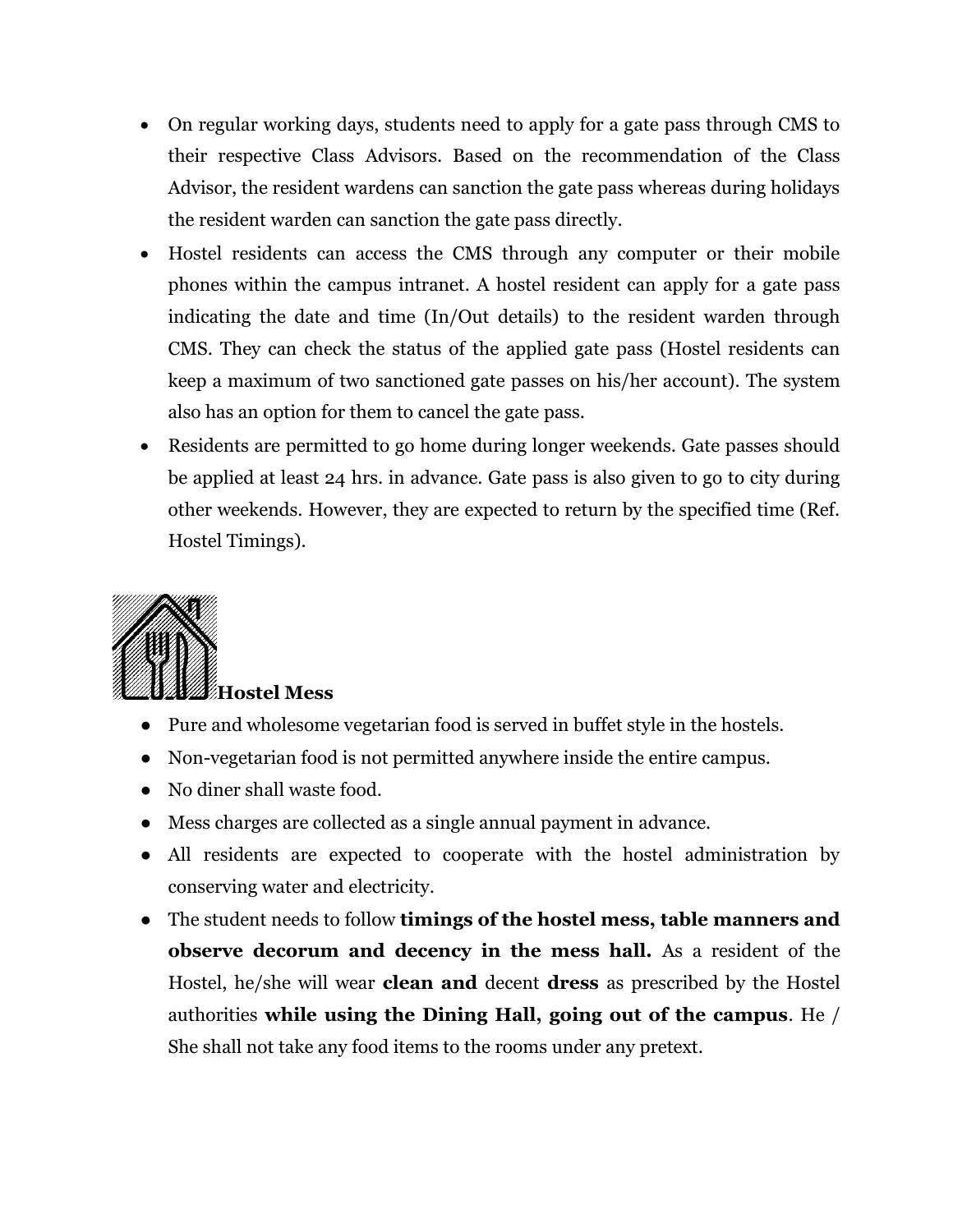- On regular working days, students need to apply for a gate pass through CMS to their respective Class Advisors. Based on the recommendation of the Class Advisor, the resident wardens can sanction the gate pass whereas during holidays the resident warden can sanction the gate pass directly.
- Hostel residents can access the CMS through any computer or their mobile phones within the campus intranet. A hostel resident can apply for a gate pass indicating the date and time (In/Out details) to the resident warden through CMS. They can check the status of the applied gate pass (Hostel residents can keep a maximum of two sanctioned gate passes on his/her account). The system also has an option for them to cancel the gate pass.
- Residents are permitted to go home during longer weekends. Gate passes should be applied at least 24 hrs. in advance. Gate pass is also given to go to city during other weekends. However, they are expected to return by the specified time (Ref. Hostel Timings).

## Hostel Mess

- Pure and wholesome vegetarian food is served in buffet style in the hostels.
- Non-vegetarian food is not permitted anywhere inside the entire campus.
- No diner shall waste food.
- Mess charges are collected as a single annual payment in advance.
- All residents are expected to cooperate with the hostel administration by conserving water and electricity.
- The student needs to follow **timings of the hostel mess, table manners and observe decorum and decency in the mess hall.** As a resident of the Hostel, he/she will wear **clean and** decent **dress** as prescribed by the Hostel authorities **while using the Dining Hall, going out of the campus**. He / She shall not take any food items to the rooms under any pretext.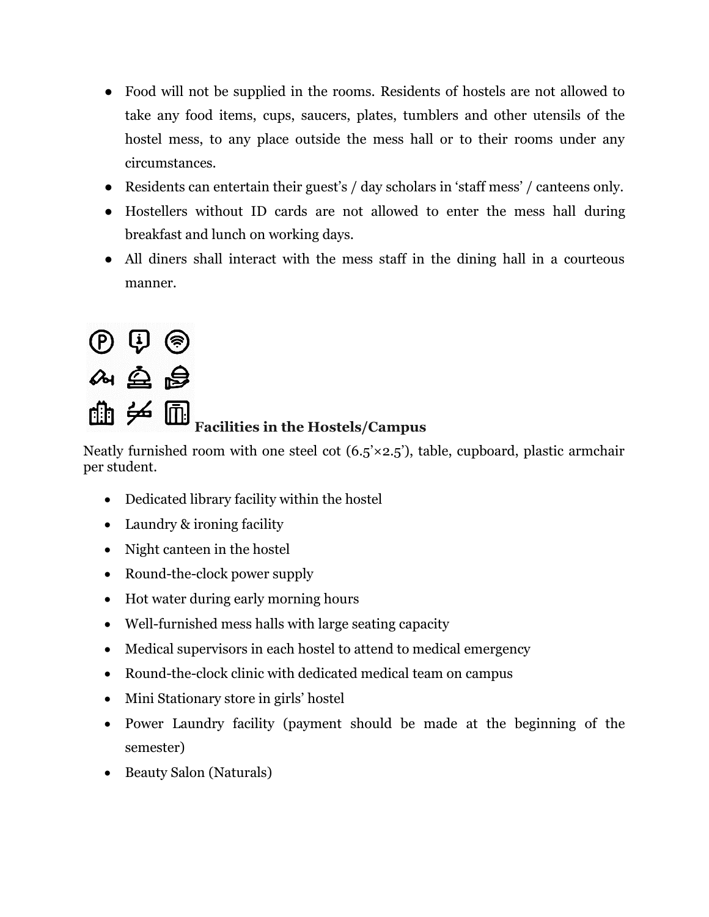- Food will not be supplied in the rooms. Residents of hostels are not allowed to take any food items, cups, saucers, plates, tumblers and other utensils of the hostel mess, to any place outside the mess hall or to their rooms under any circumstances.
- Residents can entertain their guest's / day scholars in 'staff mess' / canteens only.
- Hostellers without ID cards are not allowed to enter the mess hall during breakfast and lunch on working days.
- All diners shall interact with the mess staff in the dining hall in a courteous manner.

## Facilities in the Hostels/Campus

Neatly furnished room with one steel cot (6.5'×2.5'), table, cupboard, plastic armchair per student.

- Dedicated library facility within the hostel
- Laundry & ironing facility
- Night canteen in the hostel
- Round-the-clock power supply
- Hot water during early morning hours
- Well-furnished mess halls with large seating capacity
- Medical supervisors in each hostel to attend to medical emergency
- Round-the-clock clinic with dedicated medical team on campus
- Mini Stationary store in girls' hostel
- Power Laundry facility (payment should be made at the beginning of the semester)
- Beauty Salon (Naturals)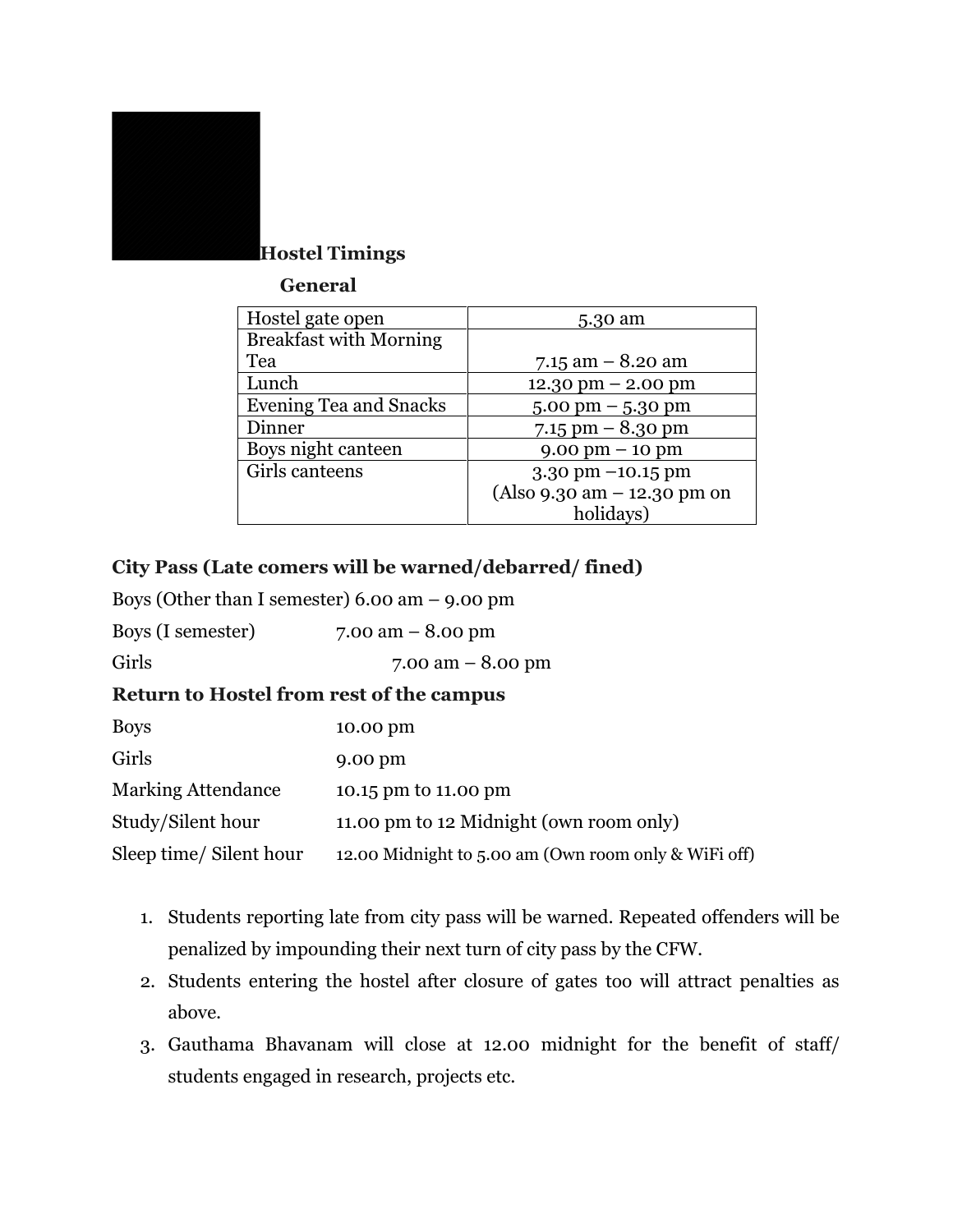## Hostel Timings

### General

| | |
|---|---|
| Hostel gate open | 5.30 am |
| Breakfast with Morning Tea | 7.15 am – 8.20 am |
| Lunch | 12.30 pm – 2.00 pm |
| Evening Tea and Snacks | 5.00 pm – 5.30 pm |
| Dinner | 7.15 pm – 8.30 pm |
| Boys night canteen | 9.00 pm – 10 pm |
| Girls canteens | 3.30 pm –10.15 pm (Also 9.30 am – 12.30 pm on holidays) |

**City Pass (Late comers will be warned/debarred/ fined)**

Boys (Other than I semester) 6.00 am – 9.00 pm

Boys (I semester) 7.00 am – 8.00 pm

Girls 7.00 am – 8.00 pm

**Return to Hostel from rest of the campus**

Boys 10.00 pm

Girls 9.00 pm

Marking Attendance 10.15 pm to 11.00 pm

Study/Silent hour 11.00 pm to 12 Midnight (own room only)

Sleep time/ Silent hour 12.00 Midnight to 5.00 am (Own room only & WiFi off)

1. Students reporting late from city pass will be warned. Repeated offenders will be penalized by impounding their next turn of city pass by the CFW.
2. Students entering the hostel after closure of gates too will attract penalties as above.
3. Gauthama Bhavanam will close at 12.00 midnight for the benefit of staff/ students engaged in research, projects etc.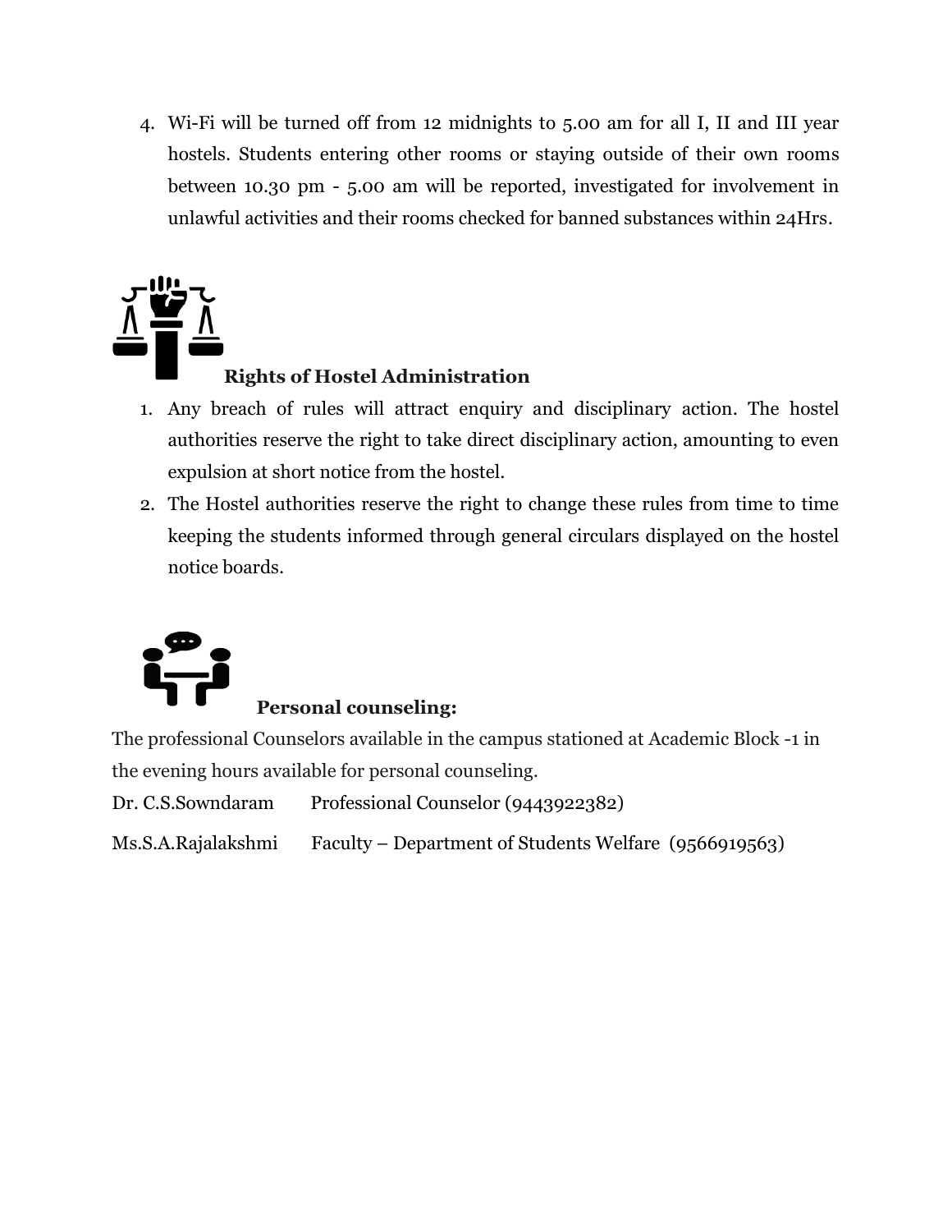4. Wi-Fi will be turned off from 12 midnights to 5.00 am for all I, II and III year hostels. Students entering other rooms or staying outside of their own rooms between 10.30 pm - 5.00 am will be reported, investigated for involvement in unlawful activities and their rooms checked for banned substances within 24Hrs.

## Rights of Hostel Administration

1. Any breach of rules will attract enquiry and disciplinary action. The hostel authorities reserve the right to take direct disciplinary action, amounting to even expulsion at short notice from the hostel.
2. The Hostel authorities reserve the right to change these rules from time to time keeping the students informed through general circulars displayed on the hostel notice boards.

## Personal counseling:

The professional Counselors available in the campus stationed at Academic Block -1 in the evening hours available for personal counseling.

Dr. C.S.Sowndaram Professional Counselor (9443922382)

Ms.S.A.Rajalakshmi Faculty – Department of Students Welfare (9566919563)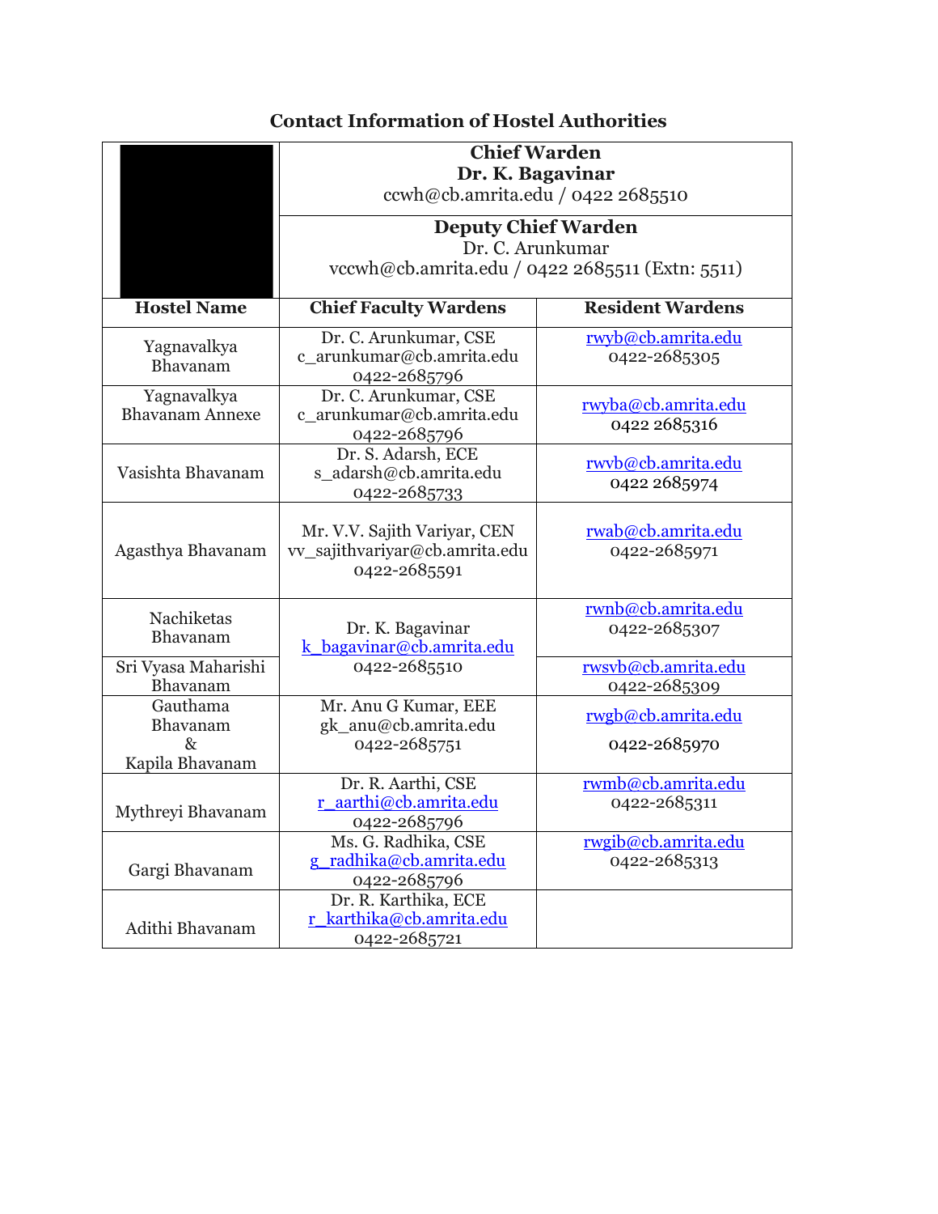## Contact Information of Hostel Authorities

| | | |
|---|---|---|
| | **Chief Warden**<br>**Dr. K. Bagavinar**<br>ccwh@cb.amrita.edu / 0422 2685510 | |
| | **Deputy Chief Warden**<br>Dr. C. Arunkumar<br>vccwh@cb.amrita.edu / 0422 2685511 (Extn: 5511) | |
| **Hostel Name** | **Chief Faculty Wardens** | **Resident Wardens** |
| Yagnavalkya Bhavanam | Dr. C. Arunkumar, CSE<br>c_arunkumar@cb.amrita.edu<br>0422-2685796 | rwyb@cb.amrita.edu<br>0422-2685305 |
| Yagnavalkya Bhavanam Annexe | Dr. C. Arunkumar, CSE<br>c_arunkumar@cb.amrita.edu<br>0422-2685796 | rwyba@cb.amrita.edu<br>0422 2685316 |
| Vasishta Bhavanam | Dr. S. Adarsh, ECE<br>s_adarsh@cb.amrita.edu<br>0422-2685733 | rwvb@cb.amrita.edu<br>0422 2685974 |
| Agasthya Bhavanam | Mr. V.V. Sajith Variyar, CEN<br>vv_sajithvariyar@cb.amrita.edu<br>0422-2685591 | rwab@cb.amrita.edu<br>0422-2685971 |
| Nachiketas Bhavanam | Dr. K. Bagavinar<br>k_bagavinar@cb.amrita.edu<br>0422-2685510 | rwnb@cb.amrita.edu<br>0422-2685307 |
| Sri Vyasa Maharishi Bhavanam | | rwsvb@cb.amrita.edu<br>0422-2685309 |
| Gauthama Bhavanam<br>&<br>Kapila Bhavanam | Mr. Anu G Kumar, EEE<br>gk_anu@cb.amrita.edu<br>0422-2685751 | rwgb@cb.amrita.edu<br>0422-2685970 |
| Mythreyi Bhavanam | Dr. R. Aarthi, CSE<br>r_aarthi@cb.amrita.edu<br>0422-2685796 | rwmb@cb.amrita.edu<br>0422-2685311 |
| Gargi Bhavanam | Ms. G. Radhika, CSE<br>g_radhika@cb.amrita.edu<br>0422-2685796 | rwgib@cb.amrita.edu<br>0422-2685313 |
| Adithi Bhavanam | Dr. R. Karthika, ECE<br>r_karthika@cb.amrita.edu<br>0422-2685721 | |